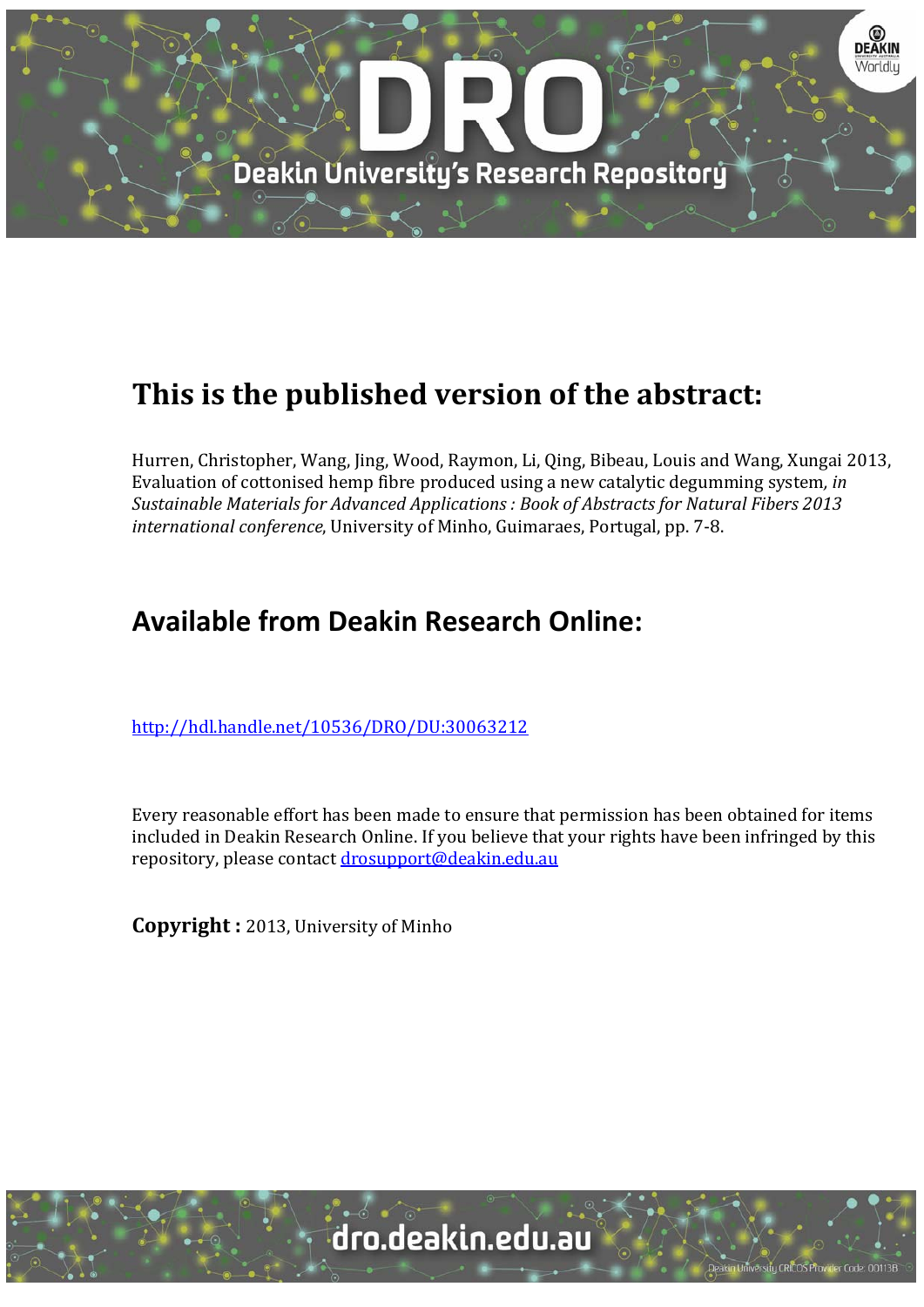# This is the published version of the abstract:

Hurren, Christopher, Wang, Jing, Wood, Raymon, Li, Qing, Bibeau, Louis and Wang, Xungai 2013, Evaluation of cottonised hemp fibre produced using a new catalytic degumming system, *in Sustainable Materials for Advanced Applications : Book of Abstracts for Natural Fibers 2013 international conference*, University of Minho, Guimaraes, Portugal, pp. 7-8.

## Available from Deakin Research Online:

http://hdl.handle.net/10536/DRO/DU:30063212

Every reasonable effort has been made to ensure that permission has been obtained for items included in Deakin Research Online. If you believe that your rights have been infringed by this repository, please contact drosupport@deakin.edu.au

**Copyright :** 2013, University of Minho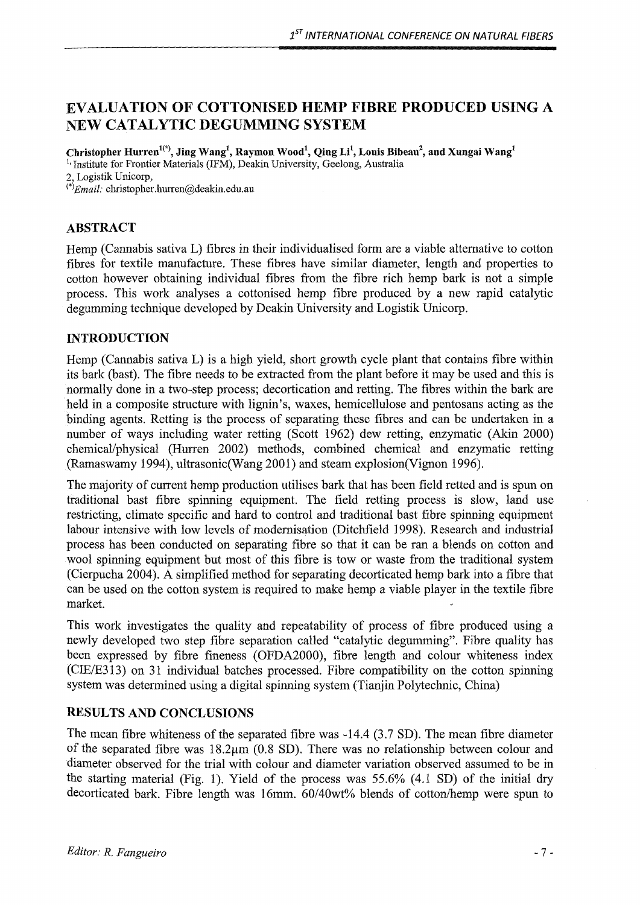# EVALUATION OF COTTONISED HEMP FIBRE PRODUCED USING A NEW CATALYTIC DEGUMMING SYSTEM

**Christopher Hurren[1(*)], Jing Wang[1], Raymon Wood[1], Qing Li[1], Louis Bibeau[2], and Xungai Wang[1]**
[1], Institute for Frontier Materials (IFM), Deakin University, Geelong, Australia
2, Logistik Unicorp,
[(*)]*Email:* christopher.hurren@deakin.edu.au

## ABSTRACT

Hemp (Cannabis sativa L) fibres in their individualised form are a viable alternative to cotton fibres for textile manufacture. These fibres have similar diameter, length and properties to cotton however obtaining individual fibres from the fibre rich hemp bark is not a simple process. This work analyses a cottonised hemp fibre produced by a new rapid catalytic degumming technique developed by Deakin University and Logistik Unicorp.

## INTRODUCTION

Hemp (Cannabis sativa L) is a high yield, short growth cycle plant that contains fibre within its bark (bast). The fibre needs to be extracted from the plant before it may be used and this is normally done in a two-step process; decortication and retting. The fibres within the bark are held in a composite structure with lignin's, waxes, hemicellulose and pentosans acting as the binding agents. Retting is the process of separating these fibres and can be undertaken in a number of ways including water retting (Scott 1962) dew retting, enzymatic (Akin 2000) chemical/physical (Hurren 2002) methods, combined chemical and enzymatic retting (Ramaswamy 1994), ultrasonic(Wang 2001) and steam explosion(Vignon 1996).

The majority of current hemp production utilises bark that has been field retted and is spun on traditional bast fibre spinning equipment. The field retting process is slow, land use restricting, climate specific and hard to control and traditional bast fibre spinning equipment labour intensive with low levels of modernisation (Ditchfield 1998). Research and industrial process has been conducted on separating fibre so that it can be ran a blends on cotton and wool spinning equipment but most of this fibre is tow or waste from the traditional system (Cierpucha 2004). A simplified method for separating decorticated hemp bark into a fibre that can be used on the cotton system is required to make hemp a viable player in the textile fibre market.

This work investigates the quality and repeatability of process of fibre produced using a newly developed two step fibre separation called "catalytic degumming". Fibre quality has been expressed by fibre fineness (OFDA2000), fibre length and colour whiteness index (CIE/E313) on 31 individual batches processed. Fibre compatibility on the cotton spinning system was determined using a digital spinning system (Tianjin Polytechnic, China)

## RESULTS AND CONCLUSIONS

The mean fibre whiteness of the separated fibre was -14.4 (3.7 SD). The mean fibre diameter of the separated fibre was 18.2μm (0.8 SD). There was no relationship between colour and diameter observed for the trial with colour and diameter variation observed assumed to be in the starting material (Fig. 1). Yield of the process was 55.6% (4.1 SD) of the initial dry decorticated bark. Fibre length was 16mm. 60/40wt% blends of cotton/hemp were spun to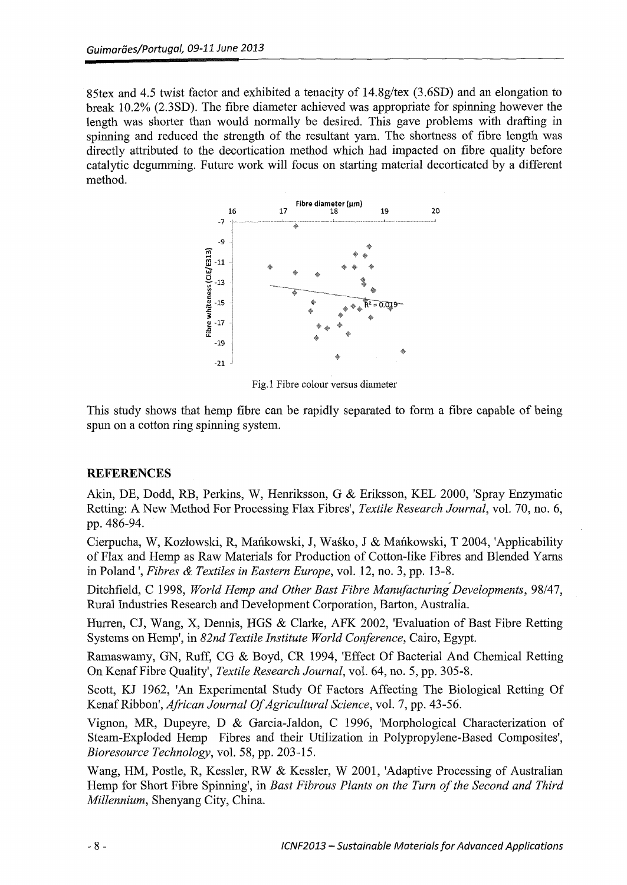85tex and 4.5 twist factor and exhibited a tenacity of 14.8g/tex (3.6SD) and an elongation to break 10.2% (2.3SD). The fibre diameter achieved was appropriate for spinning however the length was shorter than would normally be desired. This gave problems with drafting in spinning and reduced the strength of the resultant yarn. The shortness of fibre length was directly attributed to the decortication method which had impacted on fibre quality before catalytic degumming. Future work will focus on starting material decorticated by a different method.

Fibre diameter (μm)

16 17 18 19 20

Fibre whiteness (CIE/E313)

-7 -9 -11 -13 -15 -17 -19 -21

$R^2 = 0.019$

Fig.1 Fibre colour versus diameter

This study shows that hemp fibre can be rapidly separated to form a fibre capable of being spun on a cotton ring spinning system.

## REFERENCES

Akin, DE, Dodd, RB, Perkins, W, Henriksson, G & Eriksson, KEL 2000, 'Spray Enzymatic Retting: A New Method For Processing Flax Fibres', *Textile Research Journal*, vol. 70, no. 6, pp. 486-94.

Cierpucha, W, Kozłowski, R, Mańkowski, J, Waśko, J & Mańkowski, T 2004, 'Applicability of Flax and Hemp as Raw Materials for Production of Cotton-like Fibres and Blended Yarns in Poland ', *Fibres & Textiles in Eastern Europe*, vol. 12, no. 3, pp. 13-8.

Ditchfield, C 1998, *World Hemp and Other Bast Fibre Manufacturing Developments*, 98/47, Rural Industries Research and Development Corporation, Barton, Australia.

Hurren, CJ, Wang, X, Dennis, HGS & Clarke, AFK 2002, 'Evaluation of Bast Fibre Retting Systems on Hemp', in *82nd Textile Institute World Conference*, Cairo, Egypt.

Ramaswamy, GN, Ruff, CG & Boyd, CR 1994, 'Effect Of Bacterial And Chemical Retting On Kenaf Fibre Quality', *Textile Research Journal*, vol. 64, no. 5, pp. 305-8.

Scott, KJ 1962, 'An Experimental Study Of Factors Affecting The Biological Retting Of Kenaf Ribbon', *African Journal Of Agricultural Science*, vol. 7, pp. 43-56.

Vignon, MR, Dupeyre, D & Garcia-Jaldon, C 1996, 'Morphological Characterization of Steam-Exploded Hemp Fibres and their Utilization in Polypropylene-Based Composites', *Bioresource Technology*, vol. 58, pp. 203-15.

Wang, HM, Postle, R, Kessler, RW & Kessler, W 2001, 'Adaptive Processing of Australian Hemp for Short Fibre Spinning', in *Bast Fibrous Plants on the Turn of the Second and Third Millennium*, Shenyang City, China.